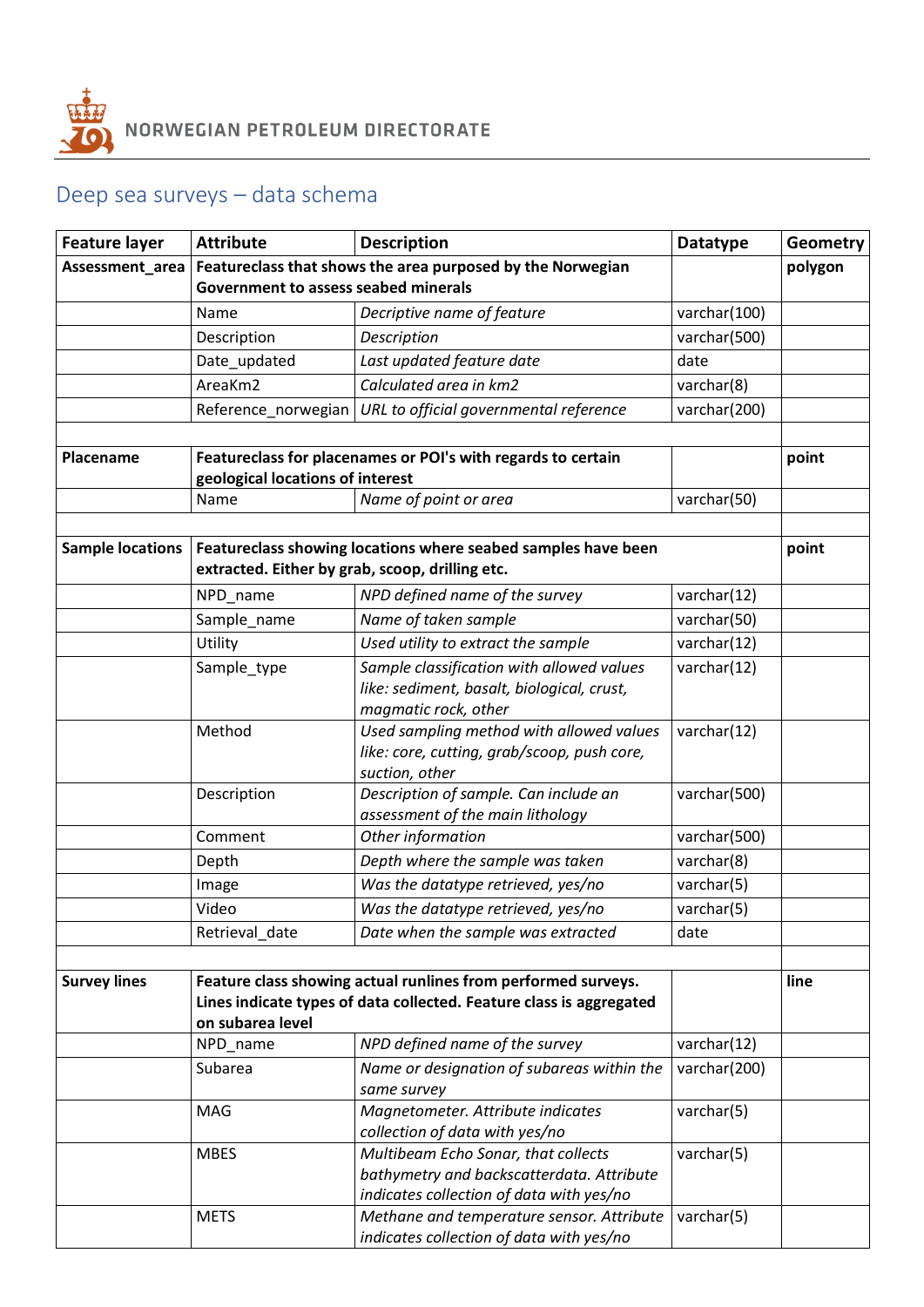NORWEGIAN PETROLEUM DIRECTORATE

# Deep sea surveys – data schema

| Feature layer | Attribute | Description | Datatype | Geometry |
|---|---|---|---|---|
| **Assessment_area** | **Featureclass that shows the area purposed by the Norwegian Government to assess seabed minerals** | | | **polygon** |
| | Name | *Decriptive name of feature* | varchar(100) | |
| | Description | *Description* | varchar(500) | |
| | Date_updated | *Last updated feature date* | date | |
| | AreaKm2 | *Calculated area in km2* | varchar(8) | |
| | Reference_norwegian | *URL to official governmental reference* | varchar(200) | |
| | | | | |
| **Placename** | **Featureclass for placenames or POI's with regards to certain geological locations of interest** | | | **point** |
| | Name | *Name of point or area* | varchar(50) | |
| | | | | |
| **Sample locations** | **Featureclass showing locations where seabed samples have been extracted. Either by grab, scoop, drilling etc.** | | | **point** |
| | NPD_name | *NPD defined name of the survey* | varchar(12) | |
| | Sample_name | *Name of taken sample* | varchar(50) | |
| | Utility | *Used utility to extract the sample* | varchar(12) | |
| | Sample_type | *Sample classification with allowed values like: sediment, basalt, biological, crust, magmatic rock, other* | varchar(12) | |
| | Method | *Used sampling method with allowed values like: core, cutting, grab/scoop, push core, suction, other* | varchar(12) | |
| | Description | *Description of sample. Can include an assessment of the main lithology* | varchar(500) | |
| | Comment | *Other information* | varchar(500) | |
| | Depth | *Depth where the sample was taken* | varchar(8) | |
| | Image | *Was the datatype retrieved, yes/no* | varchar(5) | |
| | Video | *Was the datatype retrieved, yes/no* | varchar(5) | |
| | Retrieval_date | *Date when the sample was extracted* | date | |
| | | | | |
| **Survey lines** | **Feature class showing actual runlines from performed surveys. Lines indicate types of data collected. Feature class is aggregated on subarea level** | | | **line** |
| | NPD_name | *NPD defined name of the survey* | varchar(12) | |
| | Subarea | *Name or designation of subareas within the same survey* | varchar(200) | |
| | MAG | *Magnetometer. Attribute indicates collection of data with yes/no* | varchar(5) | |
| | MBES | *Multibeam Echo Sonar, that collects bathymetry and backscatterdata. Attribute indicates collection of data with yes/no* | varchar(5) | |
| | METS | *Methane and temperature sensor. Attribute indicates collection of data with yes/no* | varchar(5) | |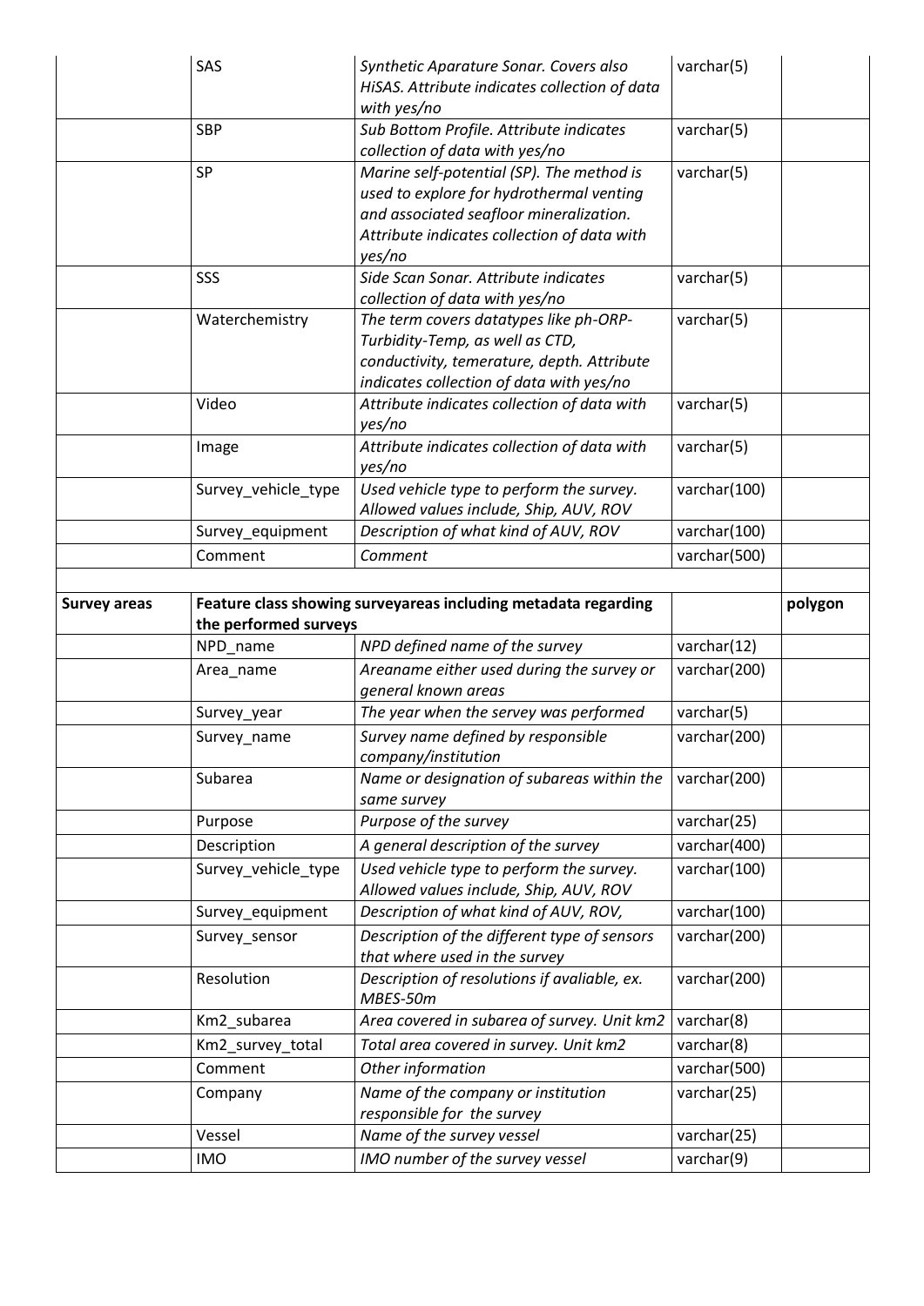| | | | | |
|---|---|---|---|---|
| | SAS | *Synthetic Aparature Sonar. Covers also HiSAS. Attribute indicates collection of data with yes/no* | varchar(5) | |
| | SBP | *Sub Bottom Profile. Attribute indicates collection of data with yes/no* | varchar(5) | |
| | SP | *Marine self-potential (SP). The method is used to explore for hydrothermal venting and associated seafloor mineralization. Attribute indicates collection of data with yes/no* | varchar(5) | |
| | SSS | *Side Scan Sonar. Attribute indicates collection of data with yes/no* | varchar(5) | |
| | Waterchemistry | *The term covers datatypes like ph-ORP-Turbidity-Temp, as well as CTD, conductivity, temerature, depth. Attribute indicates collection of data with yes/no* | varchar(5) | |
| | Video | *Attribute indicates collection of data with yes/no* | varchar(5) | |
| | Image | *Attribute indicates collection of data with yes/no* | varchar(5) | |
| | Survey_vehicle_type | *Used vehicle type to perform the survey. Allowed values include, Ship, AUV, ROV* | varchar(100) | |
| | Survey_equipment | *Description of what kind of AUV, ROV* | varchar(100) | |
| | Comment | *Comment* | varchar(500) | |
| | | | | |
| **Survey areas** | **Feature class showing surveyareas including metadata regarding the performed surveys** | | | **polygon** |
| | NPD_name | *NPD defined name of the survey* | varchar(12) | |
| | Area_name | *Areaname either used during the survey or general known areas* | varchar(200) | |
| | Survey_year | *The year when the servey was performed* | varchar(5) | |
| | Survey_name | *Survey name defined by responsible company/institution* | varchar(200) | |
| | Subarea | *Name or designation of subareas within the same survey* | varchar(200) | |
| | Purpose | *Purpose of the survey* | varchar(25) | |
| | Description | *A general description of the survey* | varchar(400) | |
| | Survey_vehicle_type | *Used vehicle type to perform the survey. Allowed values include, Ship, AUV, ROV* | varchar(100) | |
| | Survey_equipment | *Description of what kind of AUV, ROV,* | varchar(100) | |
| | Survey_sensor | *Description of the different type of sensors that where used in the survey* | varchar(200) | |
| | Resolution | *Description of resolutions if avaliable, ex. MBES-50m* | varchar(200) | |
| | Km2_subarea | *Area covered in subarea of survey. Unit km2* | varchar(8) | |
| | Km2_survey_total | *Total area covered in survey. Unit km2* | varchar(8) | |
| | Comment | *Other information* | varchar(500) | |
| | Company | *Name of the company or institution responsible for the survey* | varchar(25) | |
| | Vessel | *Name of the survey vessel* | varchar(25) | |
| | IMO | *IMO number of the survey vessel* | varchar(9) | |